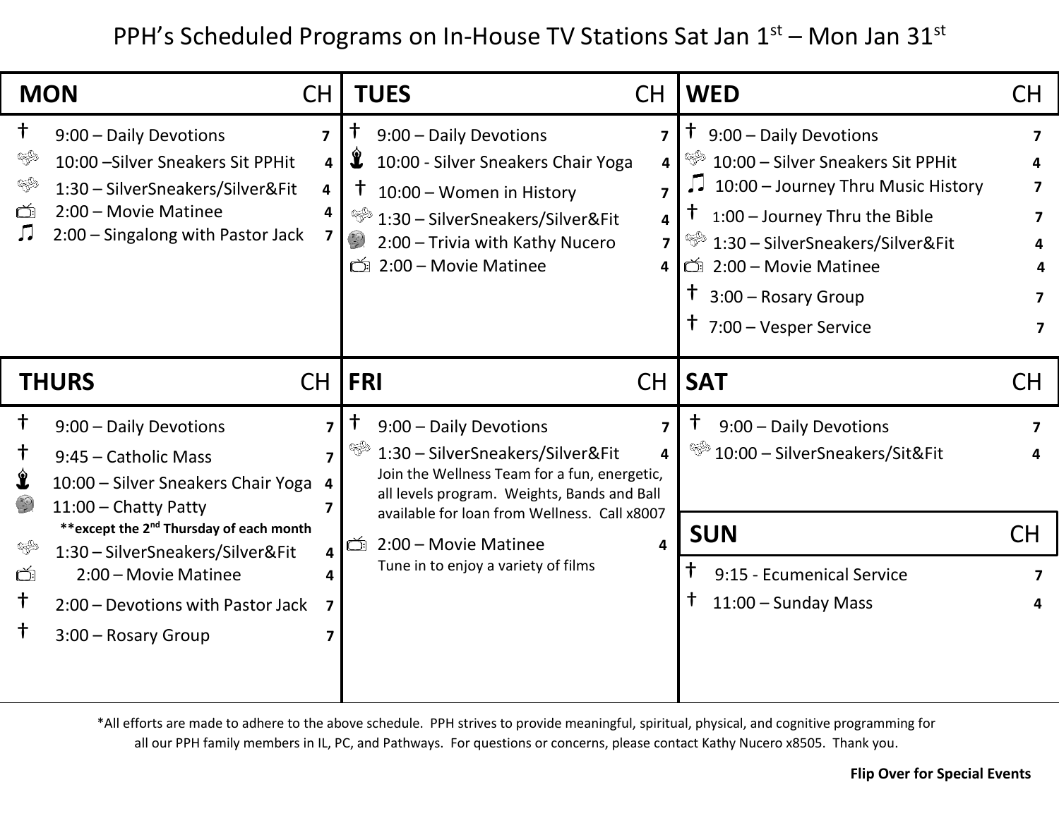# PPH's Scheduled Programs on In-House TV Stations Sat Jan 1st – Mon Jan 31st

## MON

| Program | CH |
|---|---|
| 9:00 – Daily Devotions | 7 |
| 10:00 –Silver Sneakers Sit PPHit | 4 |
| 1:30 – SilverSneakers/Silver&Fit | 4 |
| 2:00 – Movie Matinee | 4 |
| 2:00 – Singalong with Pastor Jack | 7 |

## TUES

| Program | CH |
|---|---|
| 9:00 – Daily Devotions | 7 |
| 10:00 - Silver Sneakers Chair Yoga | 4 |
| 10:00 – Women in History | 7 |
| 1:30 – SilverSneakers/Silver&Fit | 4 |
| 2:00 – Trivia with Kathy Nucero | 7 |
| 2:00 – Movie Matinee | 4 |

## WED

| Program | CH |
|---|---|
| 9:00 – Daily Devotions | 7 |
| 10:00 – Silver Sneakers Sit PPHit | 4 |
| 10:00 – Journey Thru Music History | 7 |
| 1:00 – Journey Thru the Bible | 7 |
| 1:30 – SilverSneakers/Silver&Fit | 4 |
| 2:00 – Movie Matinee | 4 |
| 3:00 – Rosary Group | 7 |
| 7:00 – Vesper Service | 7 |

## THURS

| Program | CH |
|---|---|
| 9:00 – Daily Devotions | 7 |
| 9:45 – Catholic Mass | 7 |
| 10:00 – Silver Sneakers Chair Yoga | 4 |
| 11:00 – Chatty Patty **except the 2nd Thursday of each month** | 7 |
| 1:30 – SilverSneakers/Silver&Fit | 4 |
| 2:00 – Movie Matinee | 4 |
| 2:00 – Devotions with Pastor Jack | 7 |
| 3:00 – Rosary Group | 7 |

## FRI

| Program | CH |
|---|---|
| 9:00 – Daily Devotions | 7 |
| 1:30 – SilverSneakers/Silver&Fit<br>Join the Wellness Team for a fun, energetic, all levels program. Weights, Bands and Ball available for loan from Wellness. Call x8007 | 4 |
| 2:00 – Movie Matinee<br>Tune in to enjoy a variety of films | 4 |

## SAT

| Program | CH |
|---|---|
| 9:00 – Daily Devotions | 7 |
| 10:00 – SilverSneakers/Sit&Fit | 4 |

## SUN

| Program | CH |
|---|---|
| 9:15 - Ecumenical Service | 7 |
| 11:00 – Sunday Mass | 4 |

*All efforts are made to adhere to the above schedule. PPH strives to provide meaningful, spiritual, physical, and cognitive programming for all our PPH family members in IL, PC, and Pathways. For questions or concerns, please contact Kathy Nucero x8505. Thank you.

**Flip Over for Special Events**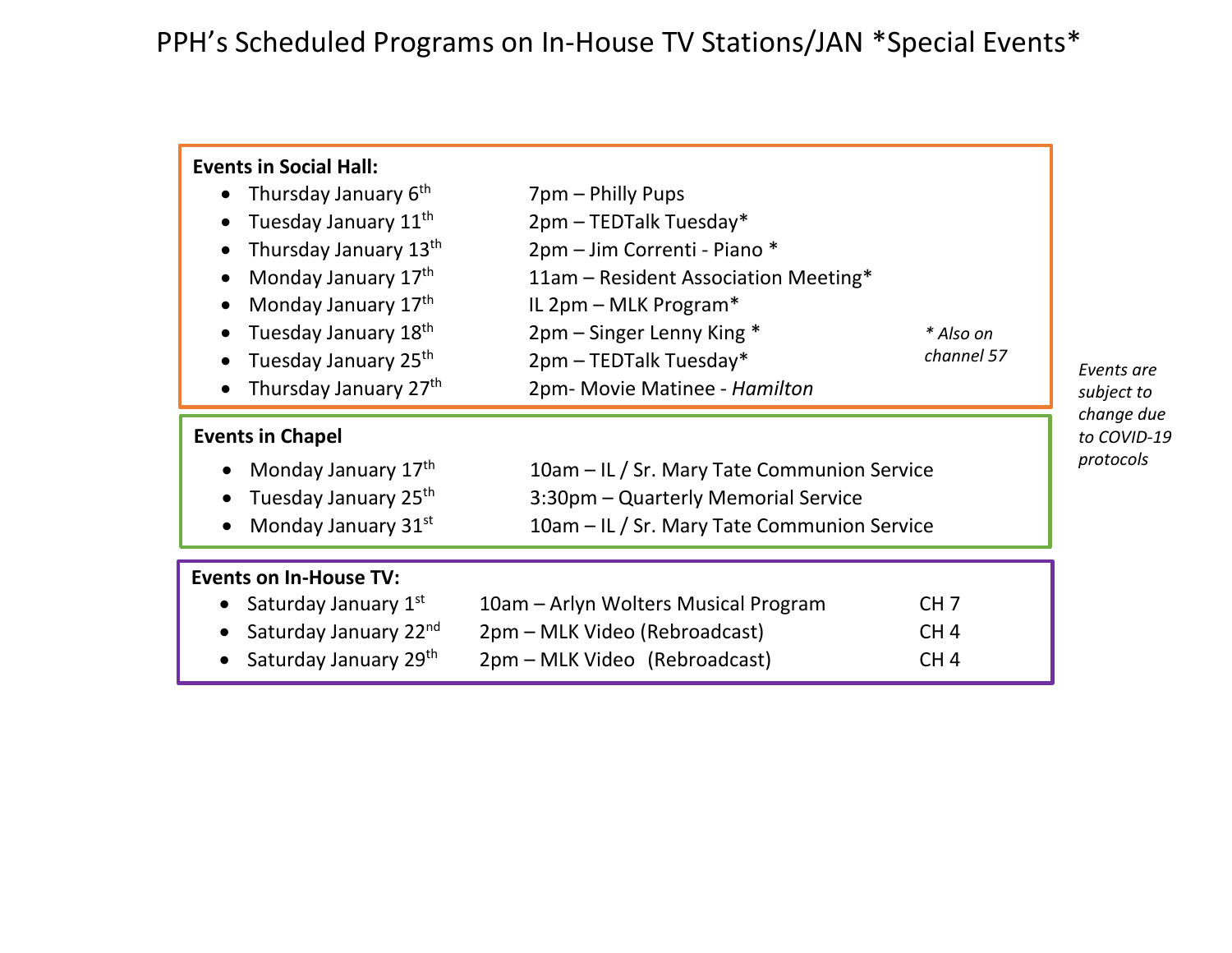# PPH's Scheduled Programs on In-House TV Stations/JAN *Special Events*

**Events in Social Hall:**

- Thursday January 6th — 7pm – Philly Pups
- Tuesday January 11th — 2pm – TEDTalk Tuesday*
- Thursday January 13th — 2pm – Jim Correnti - Piano *
- Monday January 17th — 11am – Resident Association Meeting*
- Monday January 17th — IL 2pm – MLK Program*
- Tuesday January 18th — 2pm – Singer Lenny King *
- Tuesday January 25th — 2pm – TEDTalk Tuesday*
- Thursday January 27th — 2pm- Movie Matinee - *Hamilton*

*\* Also on channel 57*

**Events in Chapel**

- Monday January 17th — 10am – IL / Sr. Mary Tate Communion Service
- Tuesday January 25th — 3:30pm – Quarterly Memorial Service
- Monday January 31st — 10am – IL / Sr. Mary Tate Communion Service

**Events on In-House TV:**

- Saturday January 1st — 10am – Arlyn Wolters Musical Program — CH 7
- Saturday January 22nd — 2pm – MLK Video (Rebroadcast) — CH 4
- Saturday January 29th — 2pm – MLK Video (Rebroadcast) — CH 4

*Events are subject to change due to COVID-19 protocols*